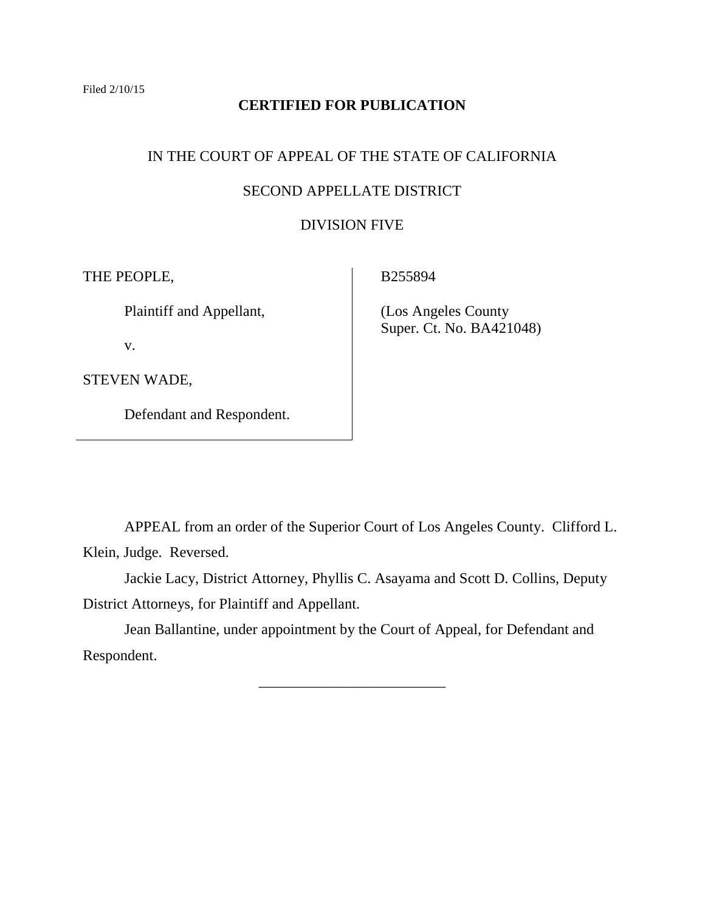Filed 2/10/15

**CERTIFIED FOR PUBLICATION**

IN THE COURT OF APPEAL OF THE STATE OF CALIFORNIA

SECOND APPELLATE DISTRICT

DIVISION FIVE

| THE PEOPLE,<br><br>Plaintiff and Appellant,<br><br>v.<br><br>STEVEN WADE,<br><br>Defendant and Respondent. | B255894<br><br>(Los Angeles County Super. Ct. No. BA421048) |
|---|---|

APPEAL from an order of the Superior Court of Los Angeles County. Clifford L. Klein, Judge. Reversed.

Jackie Lacy, District Attorney, Phyllis C. Asayama and Scott D. Collins, Deputy District Attorneys, for Plaintiff and Appellant.

Jean Ballantine, under appointment by the Court of Appeal, for Defendant and Respondent.

\_\_\_\_\_\_\_\_\_\_\_\_\_\_\_\_\_\_\_\_\_\_\_\_\_\_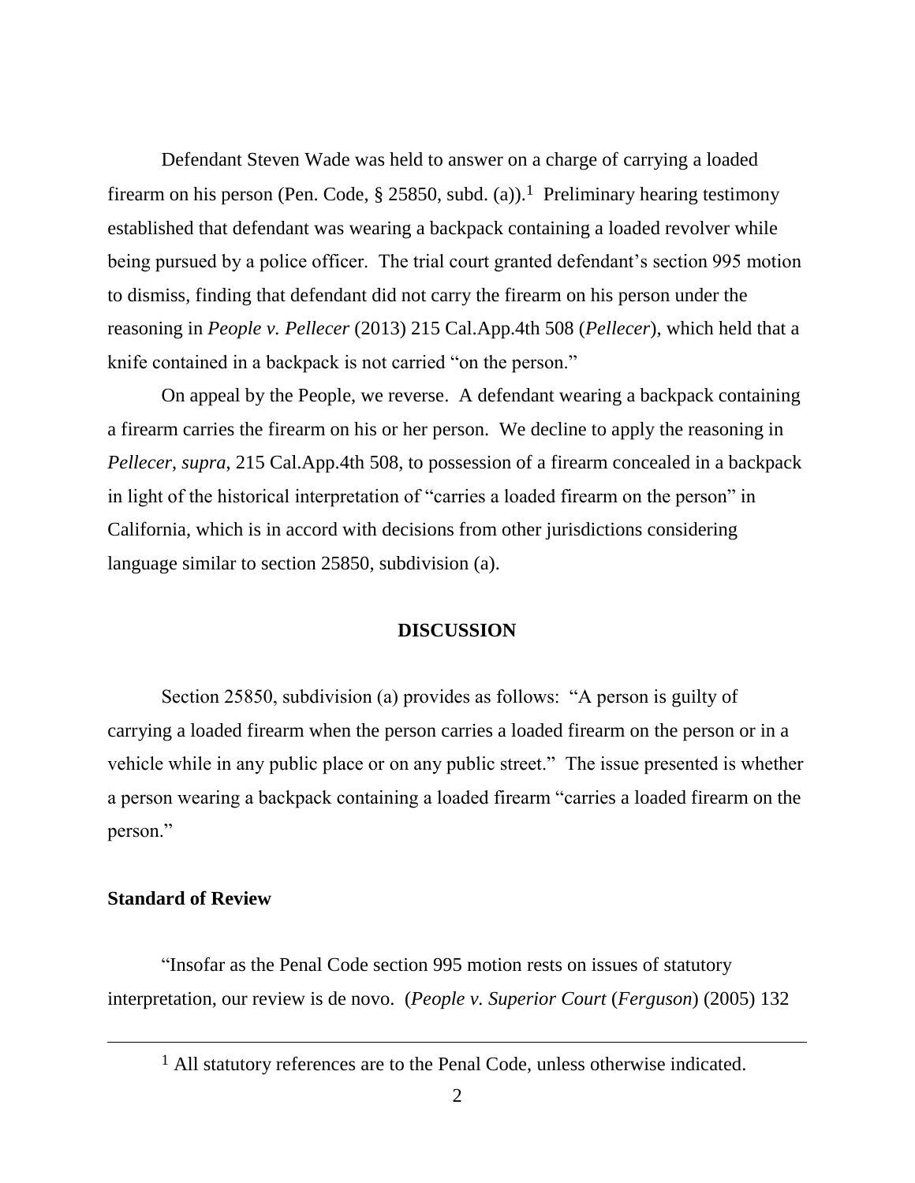Defendant Steven Wade was held to answer on a charge of carrying a loaded firearm on his person (Pen. Code, § 25850, subd. (a)).[1] Preliminary hearing testimony established that defendant was wearing a backpack containing a loaded revolver while being pursued by a police officer. The trial court granted defendant's section 995 motion to dismiss, finding that defendant did not carry the firearm on his person under the reasoning in *People v. Pellecer* (2013) 215 Cal.App.4th 508 (*Pellecer*), which held that a knife contained in a backpack is not carried "on the person."

On appeal by the People, we reverse. A defendant wearing a backpack containing a firearm carries the firearm on his or her person. We decline to apply the reasoning in *Pellecer*, *supra*, 215 Cal.App.4th 508, to possession of a firearm concealed in a backpack in light of the historical interpretation of "carries a loaded firearm on the person" in California, which is in accord with decisions from other jurisdictions considering language similar to section 25850, subdivision (a).

## DISCUSSION

Section 25850, subdivision (a) provides as follows: "A person is guilty of carrying a loaded firearm when the person carries a loaded firearm on the person or in a vehicle while in any public place or on any public street." The issue presented is whether a person wearing a backpack containing a loaded firearm "carries a loaded firearm on the person."

### Standard of Review

"Insofar as the Penal Code section 995 motion rests on issues of statutory interpretation, our review is de novo. (*People v. Superior Court* (*Ferguson*) (2005) 132

---

[1] All statutory references are to the Penal Code, unless otherwise indicated.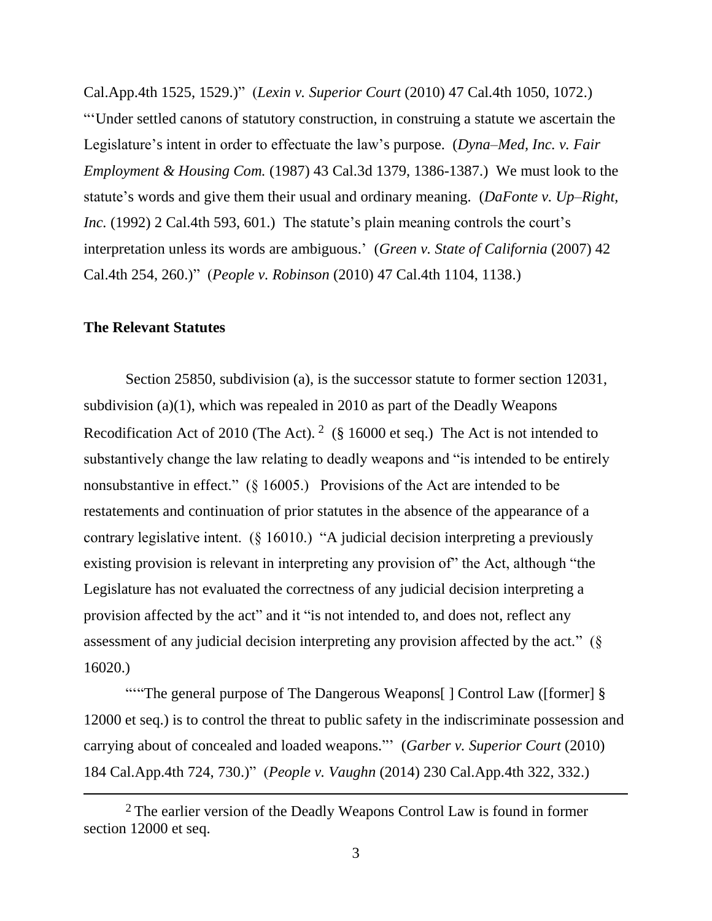Cal.App.4th 1525, 1529.)" (*Lexin v. Superior Court* (2010) 47 Cal.4th 1050, 1072.) "'Under settled canons of statutory construction, in construing a statute we ascertain the Legislature's intent in order to effectuate the law's purpose. (*Dyna–Med, Inc. v. Fair Employment & Housing Com.* (1987) 43 Cal.3d 1379, 1386-1387.) We must look to the statute's words and give them their usual and ordinary meaning. (*DaFonte v. Up–Right, Inc.* (1992) 2 Cal.4th 593, 601.) The statute's plain meaning controls the court's interpretation unless its words are ambiguous.' (*Green v. State of California* (2007) 42 Cal.4th 254, 260.)" (*People v. Robinson* (2010) 47 Cal.4th 1104, 1138.)

**The Relevant Statutes**

Section 25850, subdivision (a), is the successor statute to former section 12031, subdivision (a)(1), which was repealed in 2010 as part of the Deadly Weapons Recodification Act of 2010 (The Act). [2] (§ 16000 et seq.) The Act is not intended to substantively change the law relating to deadly weapons and "is intended to be entirely nonsubstantive in effect." (§ 16005.) Provisions of the Act are intended to be restatements and continuation of prior statutes in the absence of the appearance of a contrary legislative intent. (§ 16010.) "A judicial decision interpreting a previously existing provision is relevant in interpreting any provision of" the Act, although "the Legislature has not evaluated the correctness of any judicial decision interpreting a provision affected by the act" and it "is not intended to, and does not, reflect any assessment of any judicial decision interpreting any provision affected by the act." (§ 16020.)

"'"The general purpose of The Dangerous Weapons[ ] Control Law ([former] § 12000 et seq.) is to control the threat to public safety in the indiscriminate possession and carrying about of concealed and loaded weapons."' (*Garber v. Superior Court* (2010) 184 Cal.App.4th 724, 730.)" (*People v. Vaughn* (2014) 230 Cal.App.4th 322, 332.)

[2] The earlier version of the Deadly Weapons Control Law is found in former section 12000 et seq.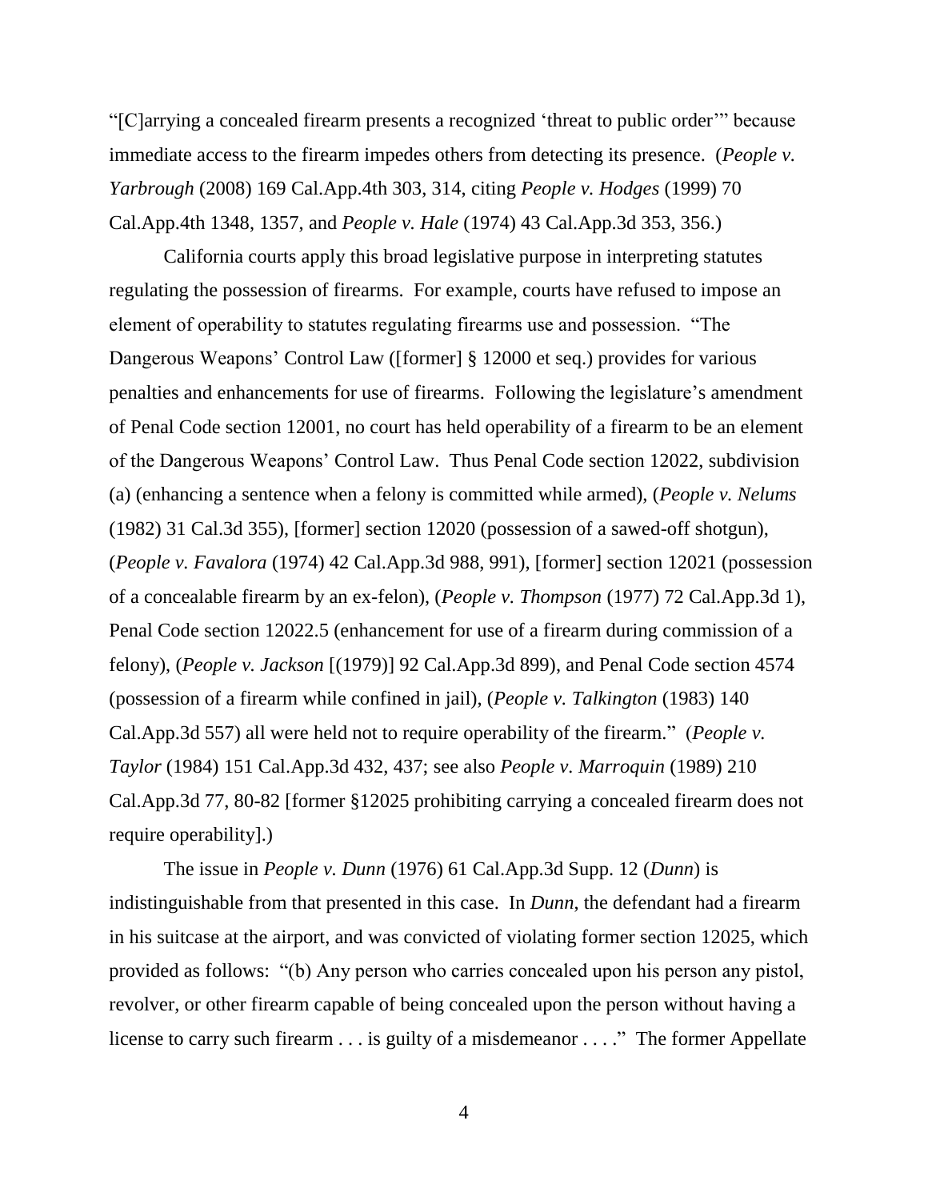"[C]arrying a concealed firearm presents a recognized 'threat to public order'" because immediate access to the firearm impedes others from detecting its presence. (*People v. Yarbrough* (2008) 169 Cal.App.4th 303, 314, citing *People v. Hodges* (1999) 70 Cal.App.4th 1348, 1357, and *People v. Hale* (1974) 43 Cal.App.3d 353, 356.)

California courts apply this broad legislative purpose in interpreting statutes regulating the possession of firearms. For example, courts have refused to impose an element of operability to statutes regulating firearms use and possession. "The Dangerous Weapons' Control Law ([former] § 12000 et seq.) provides for various penalties and enhancements for use of firearms. Following the legislature's amendment of Penal Code section 12001, no court has held operability of a firearm to be an element of the Dangerous Weapons' Control Law. Thus Penal Code section 12022, subdivision (a) (enhancing a sentence when a felony is committed while armed), (*People v. Nelums* (1982) 31 Cal.3d 355), [former] section 12020 (possession of a sawed-off shotgun), (*People v. Favalora* (1974) 42 Cal.App.3d 988, 991), [former] section 12021 (possession of a concealable firearm by an ex-felon), (*People v. Thompson* (1977) 72 Cal.App.3d 1), Penal Code section 12022.5 (enhancement for use of a firearm during commission of a felony), (*People v. Jackson* [(1979)] 92 Cal.App.3d 899), and Penal Code section 4574 (possession of a firearm while confined in jail), (*People v. Talkington* (1983) 140 Cal.App.3d 557) all were held not to require operability of the firearm." (*People v. Taylor* (1984) 151 Cal.App.3d 432, 437; see also *People v. Marroquin* (1989) 210 Cal.App.3d 77, 80-82 [former §12025 prohibiting carrying a concealed firearm does not require operability].)

The issue in *People v. Dunn* (1976) 61 Cal.App.3d Supp. 12 (*Dunn*) is indistinguishable from that presented in this case. In *Dunn*, the defendant had a firearm in his suitcase at the airport, and was convicted of violating former section 12025, which provided as follows: "(b) Any person who carries concealed upon his person any pistol, revolver, or other firearm capable of being concealed upon the person without having a license to carry such firearm . . . is guilty of a misdemeanor . . . ." The former Appellate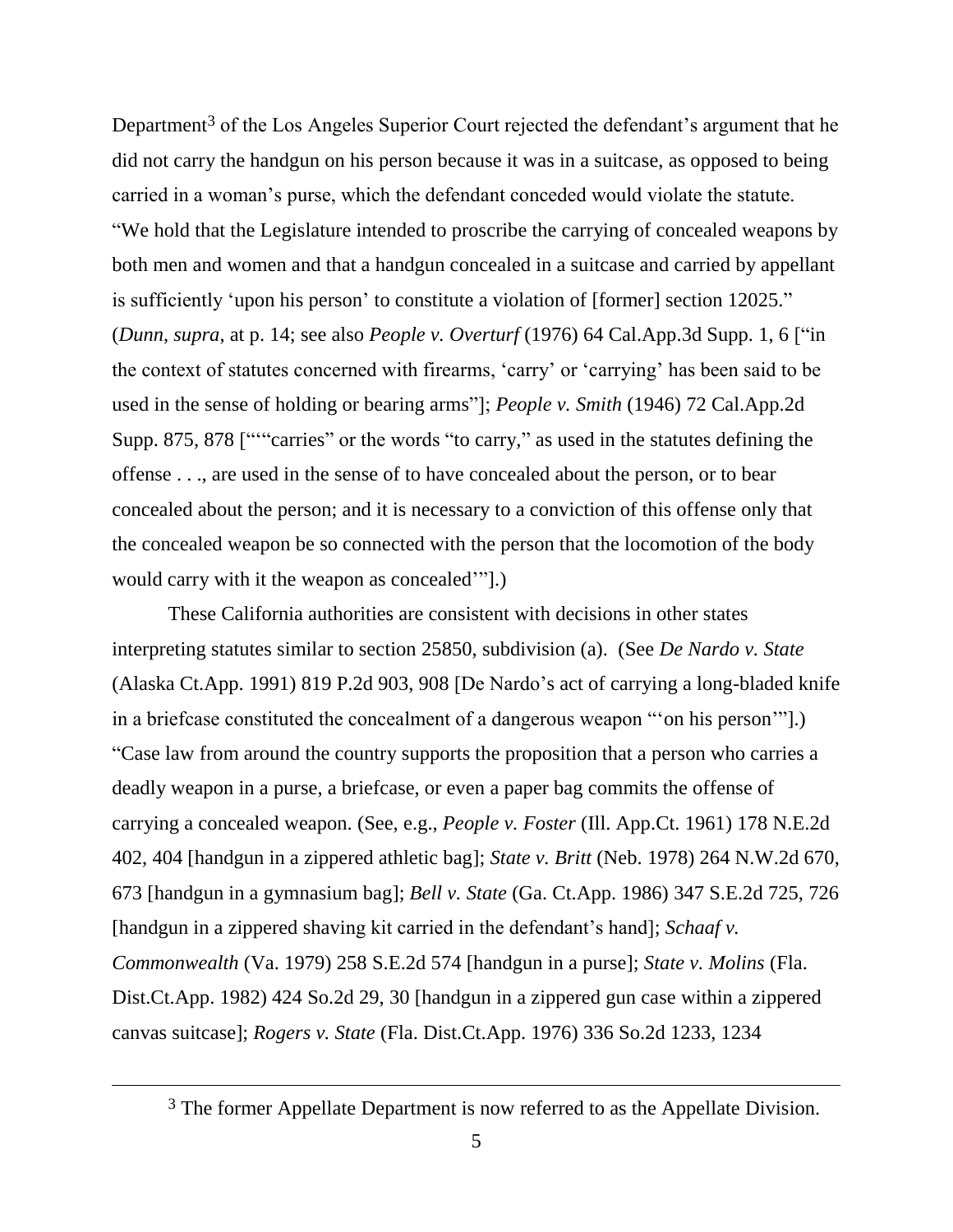Department[3] of the Los Angeles Superior Court rejected the defendant's argument that he did not carry the handgun on his person because it was in a suitcase, as opposed to being carried in a woman's purse, which the defendant conceded would violate the statute. "We hold that the Legislature intended to proscribe the carrying of concealed weapons by both men and women and that a handgun concealed in a suitcase and carried by appellant is sufficiently 'upon his person' to constitute a violation of [former] section 12025." (*Dunn*, *supra*, at p. 14; see also *People v. Overturf* (1976) 64 Cal.App.3d Supp. 1, 6 ["in the context of statutes concerned with firearms, 'carry' or 'carrying' has been said to be used in the sense of holding or bearing arms"]; *People v. Smith* (1946) 72 Cal.App.2d Supp. 875, 878 ["""carries" or the words "to carry," as used in the statutes defining the offense . . ., are used in the sense of to have concealed about the person, or to bear concealed about the person; and it is necessary to a conviction of this offense only that the concealed weapon be so connected with the person that the locomotion of the body would carry with it the weapon as concealed'"].)

These California authorities are consistent with decisions in other states interpreting statutes similar to section 25850, subdivision (a). (See *De Nardo v. State* (Alaska Ct.App. 1991) 819 P.2d 903, 908 [De Nardo's act of carrying a long-bladed knife in a briefcase constituted the concealment of a dangerous weapon "'on his person'"].) "Case law from around the country supports the proposition that a person who carries a deadly weapon in a purse, a briefcase, or even a paper bag commits the offense of carrying a concealed weapon. (See, e.g., *People v. Foster* (Ill. App.Ct. 1961) 178 N.E.2d 402, 404 [handgun in a zippered athletic bag]; *State v. Britt* (Neb. 1978) 264 N.W.2d 670, 673 [handgun in a gymnasium bag]; *Bell v. State* (Ga. Ct.App. 1986) 347 S.E.2d 725, 726 [handgun in a zippered shaving kit carried in the defendant's hand]; *Schaaf v. Commonwealth* (Va. 1979) 258 S.E.2d 574 [handgun in a purse]; *State v. Molins* (Fla. Dist.Ct.App. 1982) 424 So.2d 29, 30 [handgun in a zippered gun case within a zippered canvas suitcase]; *Rogers v. State* (Fla. Dist.Ct.App. 1976) 336 So.2d 1233, 1234

---

[3] The former Appellate Department is now referred to as the Appellate Division.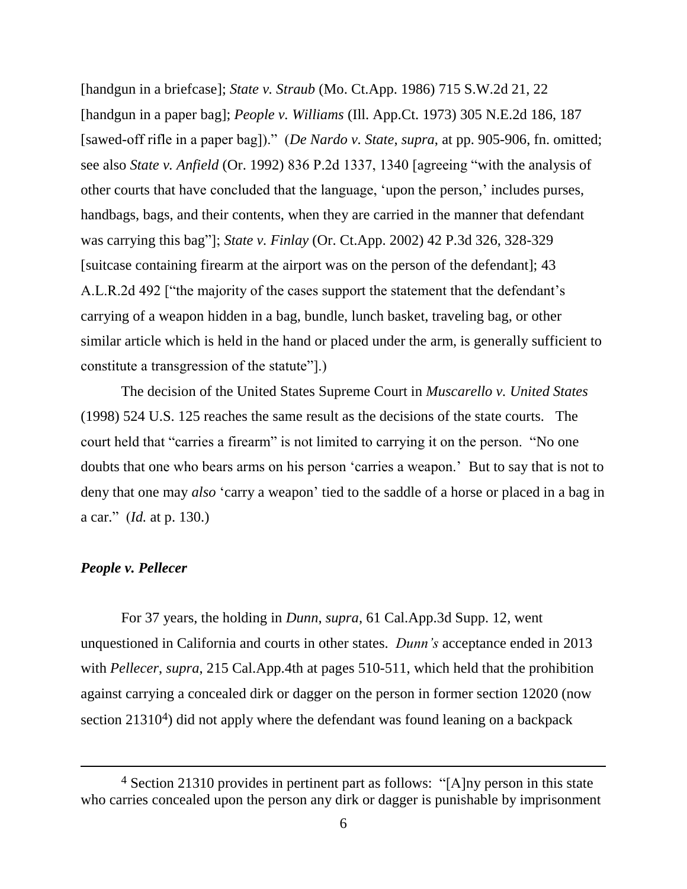[handgun in a briefcase]; *State v. Straub* (Mo. Ct.App. 1986) 715 S.W.2d 21, 22 [handgun in a paper bag]; *People v. Williams* (Ill. App.Ct. 1973) 305 N.E.2d 186, 187 [sawed-off rifle in a paper bag])." (*De Nardo v. State*, *supra*, at pp. 905-906, fn. omitted; see also *State v. Anfield* (Or. 1992) 836 P.2d 1337, 1340 [agreeing "with the analysis of other courts that have concluded that the language, 'upon the person,' includes purses, handbags, bags, and their contents, when they are carried in the manner that defendant was carrying this bag"]; *State v. Finlay* (Or. Ct.App. 2002) 42 P.3d 326, 328-329 [suitcase containing firearm at the airport was on the person of the defendant]; 43 A.L.R.2d 492 ["the majority of the cases support the statement that the defendant's carrying of a weapon hidden in a bag, bundle, lunch basket, traveling bag, or other similar article which is held in the hand or placed under the arm, is generally sufficient to constitute a transgression of the statute"].)

The decision of the United States Supreme Court in *Muscarello v. United States* (1998) 524 U.S. 125 reaches the same result as the decisions of the state courts. The court held that "carries a firearm" is not limited to carrying it on the person. "No one doubts that one who bears arms on his person 'carries a weapon.' But to say that is not to deny that one may *also* 'carry a weapon' tied to the saddle of a horse or placed in a bag in a car." (*Id.* at p. 130.)

### *People v. Pellecer*

For 37 years, the holding in *Dunn*, *supra*, 61 Cal.App.3d Supp. 12, went unquestioned in California and courts in other states. *Dunn's* acceptance ended in 2013 with *Pellecer*, *supra*, 215 Cal.App.4th at pages 510-511, which held that the prohibition against carrying a concealed dirk or dagger on the person in former section 12020 (now section 21310[4]) did not apply where the defendant was found leaning on a backpack

---

[4] Section 21310 provides in pertinent part as follows: "[A]ny person in this state who carries concealed upon the person any dirk or dagger is punishable by imprisonment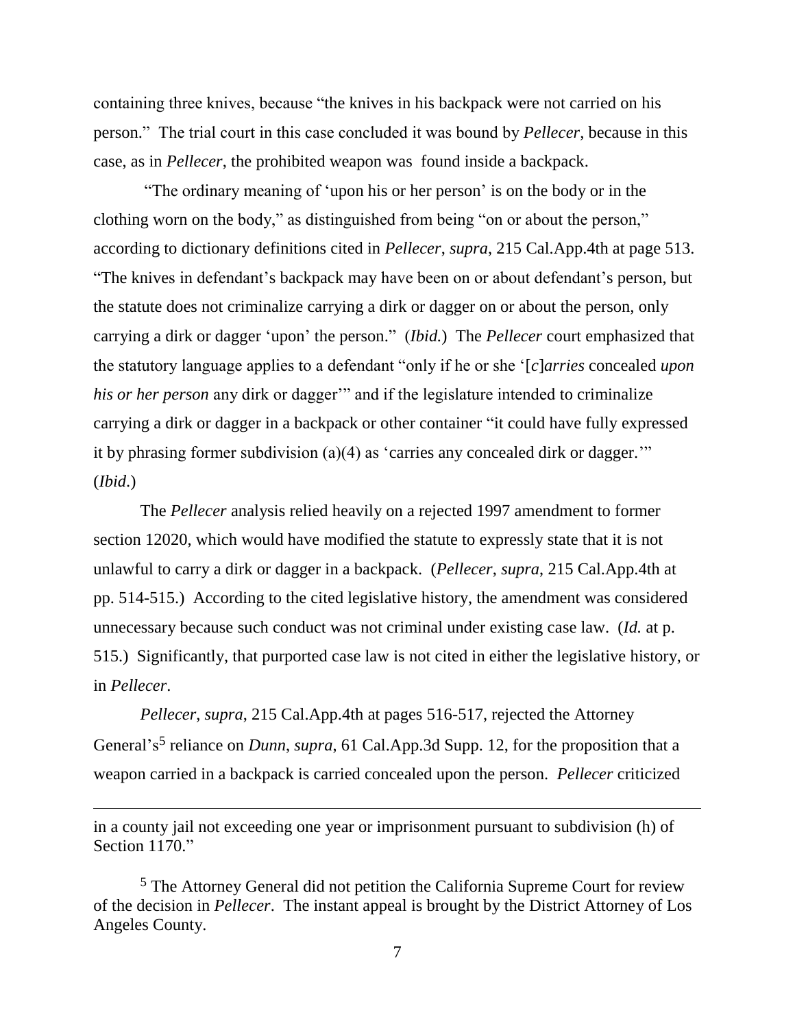containing three knives, because "the knives in his backpack were not carried on his person." The trial court in this case concluded it was bound by *Pellecer*, because in this case, as in *Pellecer*, the prohibited weapon was found inside a backpack.

"The ordinary meaning of 'upon his or her person' is on the body or in the clothing worn on the body," as distinguished from being "on or about the person," according to dictionary definitions cited in *Pellecer*, *supra*, 215 Cal.App.4th at page 513. "The knives in defendant's backpack may have been on or about defendant's person, but the statute does not criminalize carrying a dirk or dagger on or about the person, only carrying a dirk or dagger 'upon' the person." (*Ibid.*) The *Pellecer* court emphasized that the statutory language applies to a defendant "only if he or she '[*c*]*arries* concealed *upon his or her person* any dirk or dagger'" and if the legislature intended to criminalize carrying a dirk or dagger in a backpack or other container "it could have fully expressed it by phrasing former subdivision (a)(4) as 'carries any concealed dirk or dagger.'" (*Ibid.*)

The *Pellecer* analysis relied heavily on a rejected 1997 amendment to former section 12020, which would have modified the statute to expressly state that it is not unlawful to carry a dirk or dagger in a backpack. (*Pellecer*, *supra*, 215 Cal.App.4th at pp. 514-515.) According to the cited legislative history, the amendment was considered unnecessary because such conduct was not criminal under existing case law. (*Id.* at p. 515.) Significantly, that purported case law is not cited in either the legislative history, or in *Pellecer*.

*Pellecer*, *supra*, 215 Cal.App.4th at pages 516-517, rejected the Attorney General's[5] reliance on *Dunn*, *supra*, 61 Cal.App.3d Supp. 12, for the proposition that a weapon carried in a backpack is carried concealed upon the person. *Pellecer* criticized

---

in a county jail not exceeding one year or imprisonment pursuant to subdivision (h) of Section 1170."

[5] The Attorney General did not petition the California Supreme Court for review of the decision in *Pellecer*. The instant appeal is brought by the District Attorney of Los Angeles County.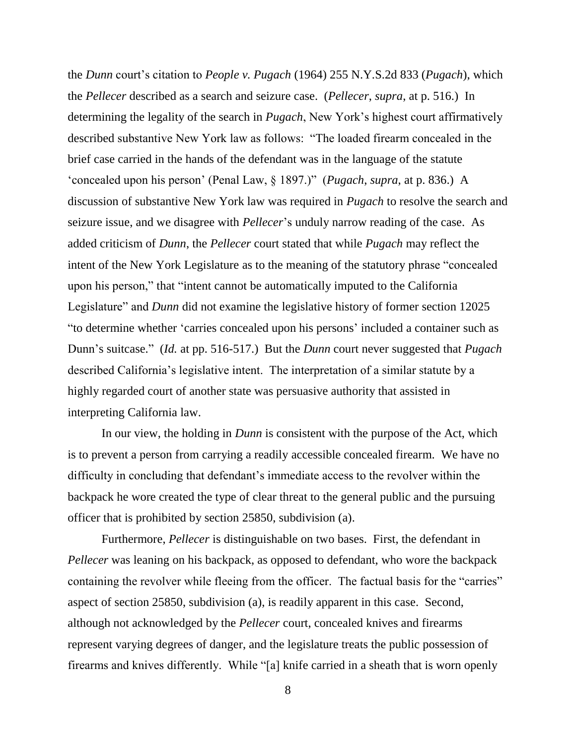the *Dunn* court's citation to *People v. Pugach* (1964) 255 N.Y.S.2d 833 (*Pugach*), which the *Pellecer* described as a search and seizure case. (*Pellecer*, *supra*, at p. 516.) In determining the legality of the search in *Pugach*, New York's highest court affirmatively described substantive New York law as follows: "The loaded firearm concealed in the brief case carried in the hands of the defendant was in the language of the statute 'concealed upon his person' (Penal Law, § 1897.)" (*Pugach*, *supra*, at p. 836.) A discussion of substantive New York law was required in *Pugach* to resolve the search and seizure issue, and we disagree with *Pellecer*'s unduly narrow reading of the case. As added criticism of *Dunn*, the *Pellecer* court stated that while *Pugach* may reflect the intent of the New York Legislature as to the meaning of the statutory phrase "concealed upon his person," that "intent cannot be automatically imputed to the California Legislature" and *Dunn* did not examine the legislative history of former section 12025 "to determine whether 'carries concealed upon his persons' included a container such as Dunn's suitcase." (*Id.* at pp. 516-517.) But the *Dunn* court never suggested that *Pugach* described California's legislative intent. The interpretation of a similar statute by a highly regarded court of another state was persuasive authority that assisted in interpreting California law.

In our view, the holding in *Dunn* is consistent with the purpose of the Act, which is to prevent a person from carrying a readily accessible concealed firearm. We have no difficulty in concluding that defendant's immediate access to the revolver within the backpack he wore created the type of clear threat to the general public and the pursuing officer that is prohibited by section 25850, subdivision (a).

Furthermore, *Pellecer* is distinguishable on two bases. First, the defendant in *Pellecer* was leaning on his backpack, as opposed to defendant, who wore the backpack containing the revolver while fleeing from the officer. The factual basis for the "carries" aspect of section 25850, subdivision (a), is readily apparent in this case. Second, although not acknowledged by the *Pellecer* court, concealed knives and firearms represent varying degrees of danger, and the legislature treats the public possession of firearms and knives differently. While "[a] knife carried in a sheath that is worn openly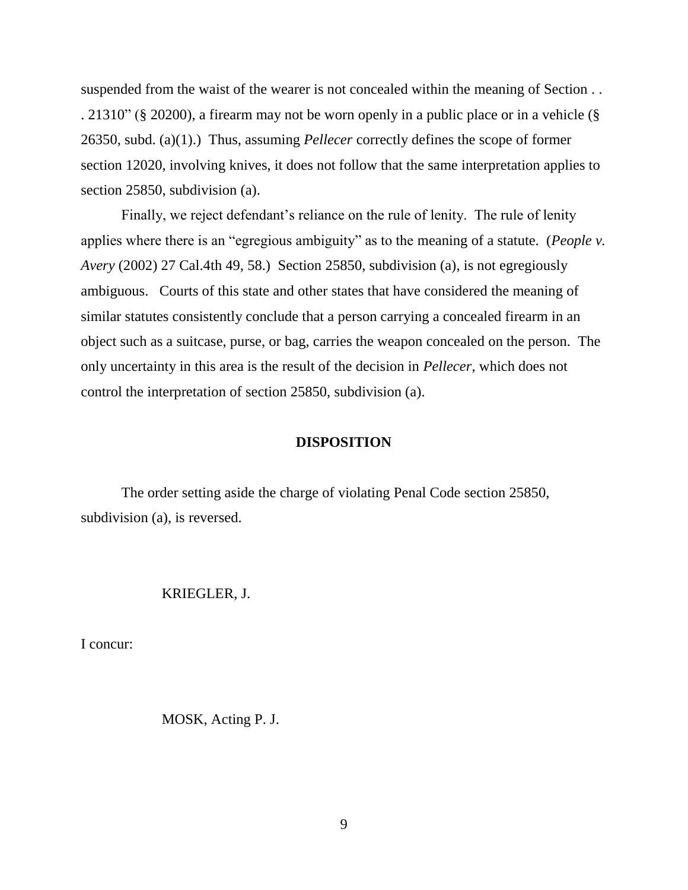suspended from the waist of the wearer is not concealed within the meaning of Section . . . 21310" (§ 20200), a firearm may not be worn openly in a public place or in a vehicle (§ 26350, subd. (a)(1).) Thus, assuming *Pellecer* correctly defines the scope of former section 12020, involving knives, it does not follow that the same interpretation applies to section 25850, subdivision (a).

Finally, we reject defendant's reliance on the rule of lenity. The rule of lenity applies where there is an "egregious ambiguity" as to the meaning of a statute. (*People v. Avery* (2002) 27 Cal.4th 49, 58.) Section 25850, subdivision (a), is not egregiously ambiguous. Courts of this state and other states that have considered the meaning of similar statutes consistently conclude that a person carrying a concealed firearm in an object such as a suitcase, purse, or bag, carries the weapon concealed on the person. The only uncertainty in this area is the result of the decision in *Pellecer*, which does not control the interpretation of section 25850, subdivision (a).

**DISPOSITION**

The order setting aside the charge of violating Penal Code section 25850, subdivision (a), is reversed.

KRIEGLER, J.

I concur:

MOSK, Acting P. J.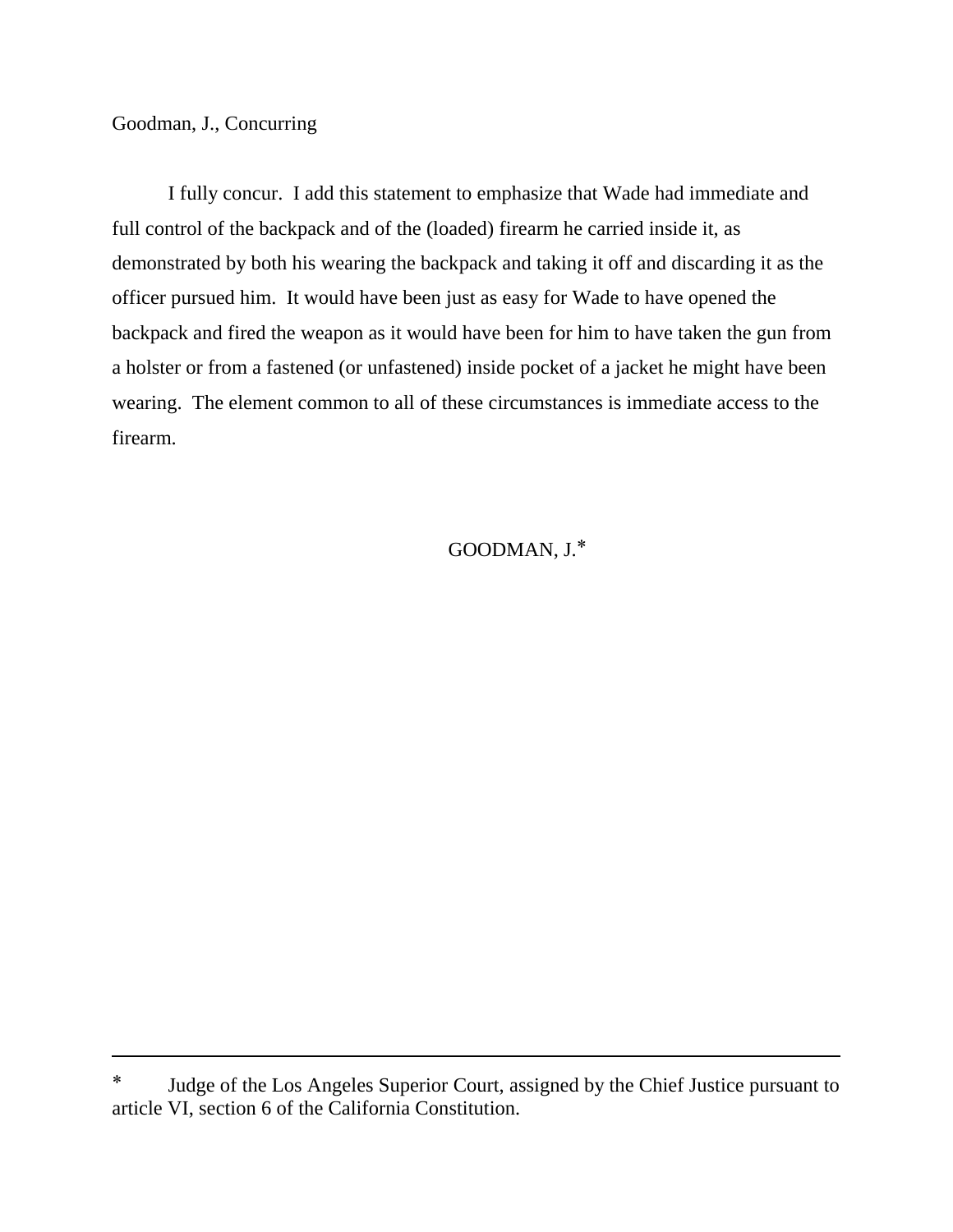Goodman, J., Concurring

I fully concur. I add this statement to emphasize that Wade had immediate and full control of the backpack and of the (loaded) firearm he carried inside it, as demonstrated by both his wearing the backpack and taking it off and discarding it as the officer pursued him. It would have been just as easy for Wade to have opened the backpack and fired the weapon as it would have been for him to have taken the gun from a holster or from a fastened (or unfastened) inside pocket of a jacket he might have been wearing. The element common to all of these circumstances is immediate access to the firearm.

GOODMAN, J.*

---

* Judge of the Los Angeles Superior Court, assigned by the Chief Justice pursuant to article VI, section 6 of the California Constitution.